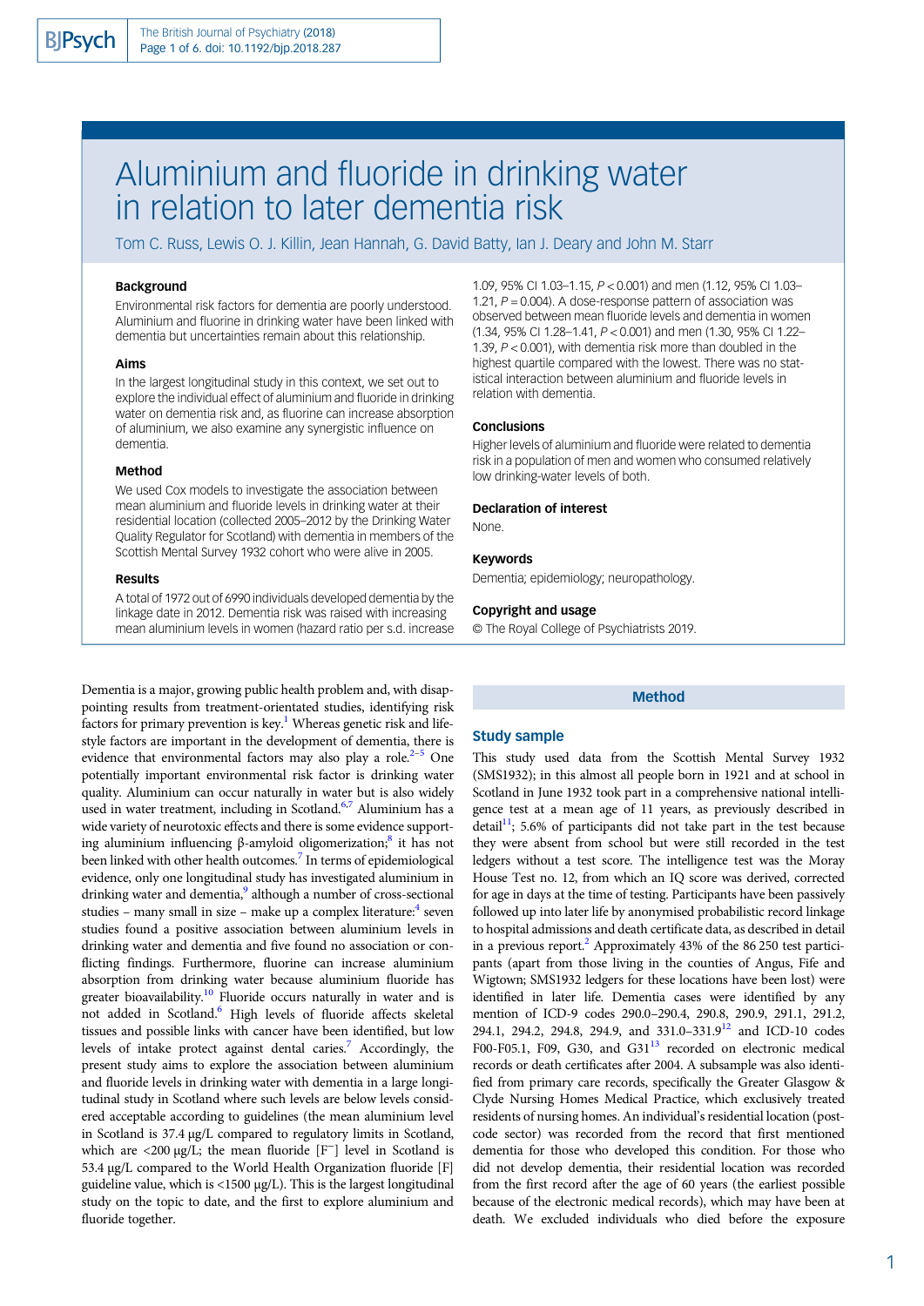# Aluminium and fluoride in drinking water in relation to later dementia risk

Tom C. Russ, Lewis O. J. Killin, Jean Hannah, G. David Batty, Ian J. Deary and John M. Starr

## Background

Environmental risk factors for dementia are poorly understood. Aluminium and fluorine in drinking water have been linked with dementia but uncertainties remain about this relationship.

## Aims

In the largest longitudinal study in this context, we set out to explore the individual effect of aluminium and fluoride in drinking water on dementia risk and, as fluorine can increase absorption of aluminium, we also examine any synergistic influence on dementia.

## Method

We used Cox models to investigate the association between mean aluminium and fluoride levels in drinking water at their residential location (collected 2005–2012 by the Drinking Water Quality Regulator for Scotland) with dementia in members of the Scottish Mental Survey 1932 cohort who were alive in 2005.

## Results

A total of 1972 out of 6990 individuals developed dementia by the linkage date in 2012. Dementia risk was raised with increasing mean aluminium levels in women (hazard ratio per s.d. increase 1.09, 95% CI 1.03–1.15, $P < 0.001$) and men (1.12, 95% CI 1.03–1.21, $P = 0.004$). A dose-response pattern of association was observed between mean fluoride levels and dementia in women (1.34, 95% CI 1.28–1.41, $P < 0.001$) and men (1.30, 95% CI 1.22–1.39, $P < 0.001$), with dementia risk more than doubled in the highest quartile compared with the lowest. There was no statistical interaction between aluminium and fluoride levels in relation with dementia.

## Conclusions

Higher levels of aluminium and fluoride were related to dementia risk in a population of men and women who consumed relatively low drinking-water levels of both.

## Declaration of interest

None.

## Keywords

Dementia; epidemiology; neuropathology.

## Copyright and usage

© The Royal College of Psychiatrists 2019.

Dementia is a major, growing public health problem and, with disappointing results from treatment-orientated studies, identifying risk factors for primary prevention is key.[1] Whereas genetic risk and lifestyle factors are important in the development of dementia, there is evidence that environmental factors may also play a role.[2–5] One potentially important environmental risk factor is drinking water quality. Aluminium can occur naturally in water but is also widely used in water treatment, including in Scotland.[6,7] Aluminium has a wide variety of neurotoxic effects and there is some evidence supporting aluminium influencing β-amyloid oligomerization;[8] it has not been linked with other health outcomes.[7] In terms of epidemiological evidence, only one longitudinal study has investigated aluminium in drinking water and dementia,[9] although a number of cross-sectional studies – many small in size – make up a complex literature:[4] seven studies found a positive association between aluminium levels in drinking water and dementia and five found no association or conflicting findings. Furthermore, fluorine can increase aluminium absorption from drinking water because aluminium fluoride has greater bioavailability.[10] Fluoride occurs naturally in water and is not added in Scotland.[6] High levels of fluoride affects skeletal tissues and possible links with cancer have been identified, but low levels of intake protect against dental caries.[7] Accordingly, the present study aims to explore the association between aluminium and fluoride levels in drinking water with dementia in a large longitudinal study in Scotland where such levels are below levels considered acceptable according to guidelines (the mean aluminium level in Scotland is 37.4 μg/L compared to regulatory limits in Scotland, which are <200 μg/L; the mean fluoride [$F^-$] level in Scotland is 53.4 μg/L compared to the World Health Organization fluoride [F] guideline value, which is <1500 μg/L). This is the largest longitudinal study on the topic to date, and the first to explore aluminium and fluoride together.

## Method

### Study sample

This study used data from the Scottish Mental Survey 1932 (SMS1932); in this almost all people born in 1921 and at school in Scotland in June 1932 took part in a comprehensive national intelligence test at a mean age of 11 years, as previously described in detail[11]; 5.6% of participants did not take part in the test because they were absent from school but were still recorded in the test ledgers without a test score. The intelligence test was the Moray House Test no. 12, from which an IQ score was derived, corrected for age in days at the time of testing. Participants have been passively followed up into later life by anonymised probabilistic record linkage to hospital admissions and death certificate data, as described in detail in a previous report.[2] Approximately 43% of the 86 250 test participants (apart from those living in the counties of Angus, Fife and Wigtown; SMS1932 ledgers for these locations have been lost) were identified in later life. Dementia cases were identified by any mention of ICD-9 codes 290.0–290.4, 290.8, 290.9, 291.1, 291.2, 294.1, 294.2, 294.8, 294.9, and 331.0–331.9[12] and ICD-10 codes F00-F05.1, F09, G30, and G31[13] recorded on electronic medical records or death certificates after 2004. A subsample was also identified from primary care records, specifically the Greater Glasgow & Clyde Nursing Homes Medical Practice, which exclusively treated residents of nursing homes. An individual's residential location (postcode sector) was recorded from the record that first mentioned dementia for those who developed this condition. For those who did not develop dementia, their residential location was recorded from the first record after the age of 60 years (the earliest possible because of the electronic medical records), which may have been at death. We excluded individuals who died before the exposure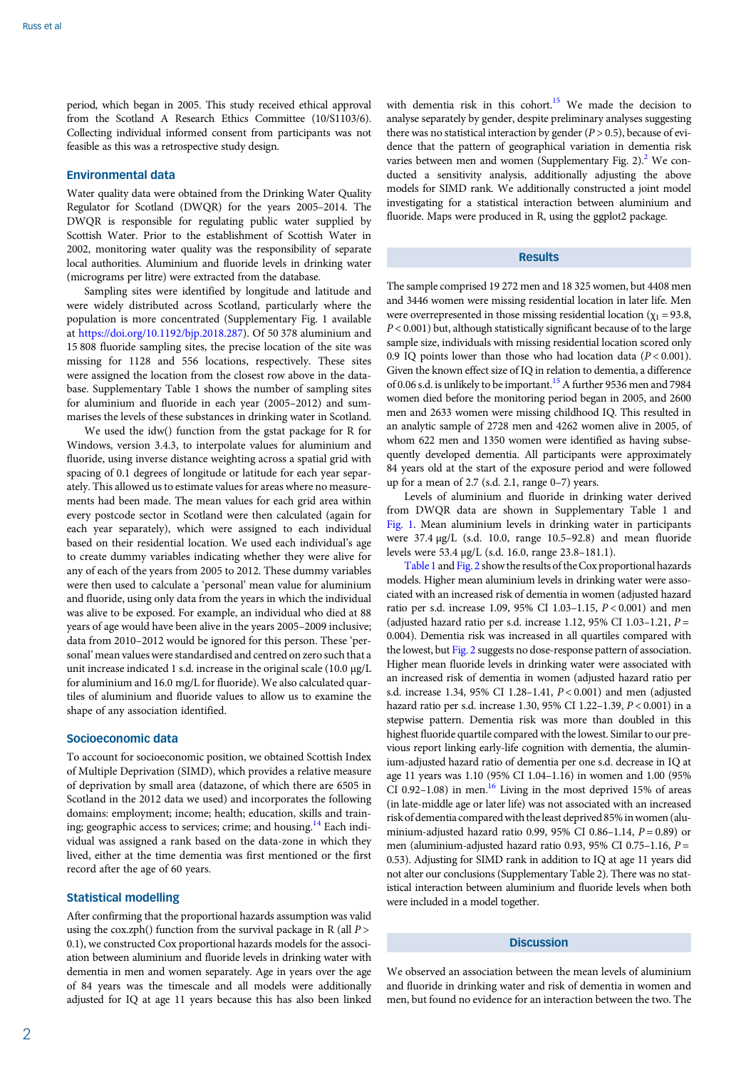period, which began in 2005. This study received ethical approval from the Scotland A Research Ethics Committee (10/S1103/6). Collecting individual informed consent from participants was not feasible as this was a retrospective study design.

## Environmental data

Water quality data were obtained from the Drinking Water Quality Regulator for Scotland (DWQR) for the years 2005–2014. The DWQR is responsible for regulating public water supplied by Scottish Water. Prior to the establishment of Scottish Water in 2002, monitoring water quality was the responsibility of separate local authorities. Aluminium and fluoride levels in drinking water (micrograms per litre) were extracted from the database.

Sampling sites were identified by longitude and latitude and were widely distributed across Scotland, particularly where the population is more concentrated (Supplementary Fig. 1 available at https://doi.org/10.1192/bjp.2018.287). Of 50 378 aluminium and 15 808 fluoride sampling sites, the precise location of the site was missing for 1128 and 556 locations, respectively. These sites were assigned the location from the closest row above in the database. Supplementary Table 1 shows the number of sampling sites for aluminium and fluoride in each year (2005–2012) and summarises the levels of these substances in drinking water in Scotland.

We used the idw() function from the gstat package for R for Windows, version 3.4.3, to interpolate values for aluminium and fluoride, using inverse distance weighting across a spatial grid with spacing of 0.1 degrees of longitude or latitude for each year separately. This allowed us to estimate values for areas where no measurements had been made. The mean values for each grid area within every postcode sector in Scotland were then calculated (again for each year separately), which were assigned to each individual based on their residential location. We used each individual's age to create dummy variables indicating whether they were alive for any of each of the years from 2005 to 2012. These dummy variables were then used to calculate a 'personal' mean value for aluminium and fluoride, using only data from the years in which the individual was alive to be exposed. For example, an individual who died at 88 years of age would have been alive in the years 2005–2009 inclusive; data from 2010–2012 would be ignored for this person. These 'personal' mean values were standardised and centred on zero such that a unit increase indicated 1 s.d. increase in the original scale (10.0 μg/L for aluminium and 16.0 mg/L for fluoride). We also calculated quartiles of aluminium and fluoride values to allow us to examine the shape of any association identified.

## Socioeconomic data

To account for socioeconomic position, we obtained Scottish Index of Multiple Deprivation (SIMD), which provides a relative measure of deprivation by small area (datazone, of which there are 6505 in Scotland in the 2012 data we used) and incorporates the following domains: employment; income; health; education, skills and training; geographic access to services; crime; and housing.[14] Each individual was assigned a rank based on the data-zone in which they lived, either at the time dementia was first mentioned or the first record after the age of 60 years.

## Statistical modelling

After confirming that the proportional hazards assumption was valid using the cox.zph() function from the survival package in R (all $P > 0.1$), we constructed Cox proportional hazards models for the association between aluminium and fluoride levels in drinking water with dementia in men and women separately. Age in years over the age of 84 years was the timescale and all models were additionally adjusted for IQ at age 11 years because this has also been linked with dementia risk in this cohort.[15] We made the decision to analyse separately by gender, despite preliminary analyses suggesting there was no statistical interaction by gender ($P > 0.5$), because of evidence that the pattern of geographical variation in dementia risk varies between men and women (Supplementary Fig. 2).[2] We conducted a sensitivity analysis, additionally adjusting the above models for SIMD rank. We additionally constructed a joint model investigating for a statistical interaction between aluminium and fluoride. Maps were produced in R, using the ggplot2 package.

## Results

The sample comprised 19 272 men and 18 325 women, but 4408 men and 3446 women were missing residential location in later life. Men were overrepresented in those missing residential location ($\chi_1 = 93.8$, $P < 0.001$) but, although statistically significant because of to the large sample size, individuals with missing residential location scored only 0.9 IQ points lower than those who had location data ($P < 0.001$). Given the known effect size of IQ in relation to dementia, a difference of 0.06 s.d. is unlikely to be important.[15] A further 9536 men and 7984 women died before the monitoring period began in 2005, and 2600 men and 2633 women were missing childhood IQ. This resulted in an analytic sample of 2728 men and 4262 women alive in 2005, of whom 622 men and 1350 women were identified as having subsequently developed dementia. All participants were approximately 84 years old at the start of the exposure period and were followed up for a mean of 2.7 (s.d. 2.1, range 0–7) years.

Levels of aluminium and fluoride in drinking water derived from DWQR data are shown in Supplementary Table 1 and Fig. 1. Mean aluminium levels in drinking water in participants were 37.4 μg/L (s.d. 10.0, range 10.5–92.8) and mean fluoride levels were 53.4 μg/L (s.d. 16.0, range 23.8–181.1).

Table 1 and Fig. 2 show the results of the Cox proportional hazards models. Higher mean aluminium levels in drinking water were associated with an increased risk of dementia in women (adjusted hazard ratio per s.d. increase 1.09, 95% CI 1.03–1.15, $P < 0.001$) and men (adjusted hazard ratio per s.d. increase 1.12, 95% CI 1.03–1.21, $P = 0.004$). Dementia risk was increased in all quartiles compared with the lowest, but Fig. 2 suggests no dose-response pattern of association. Higher mean fluoride levels in drinking water were associated with an increased risk of dementia in women (adjusted hazard ratio per s.d. increase 1.34, 95% CI 1.28–1.41, $P < 0.001$) and men (adjusted hazard ratio per s.d. increase 1.30, 95% CI 1.22–1.39, $P < 0.001$) in a stepwise pattern. Dementia risk was more than doubled in this highest fluoride quartile compared with the lowest. Similar to our previous report linking early-life cognition with dementia, the aluminium-adjusted hazard ratio of dementia per one s.d. decrease in IQ at age 11 years was 1.10 (95% CI 1.04–1.16) in women and 1.00 (95% CI 0.92–1.08) in men.[16] Living in the most deprived 15% of areas (in late-middle age or later life) was not associated with an increased risk of dementia compared with the least deprived 85% in women (aluminium-adjusted hazard ratio 0.99, 95% CI 0.86–1.14, $P = 0.89$) or men (aluminium-adjusted hazard ratio 0.93, 95% CI 0.75–1.16, $P = 0.53$). Adjusting for SIMD rank in addition to IQ at age 11 years did not alter our conclusions (Supplementary Table 2). There was no statistical interaction between aluminium and fluoride levels when both were included in a model together.

## Discussion

We observed an association between the mean levels of aluminium and fluoride in drinking water and risk of dementia in women and men, but found no evidence for an interaction between the two. The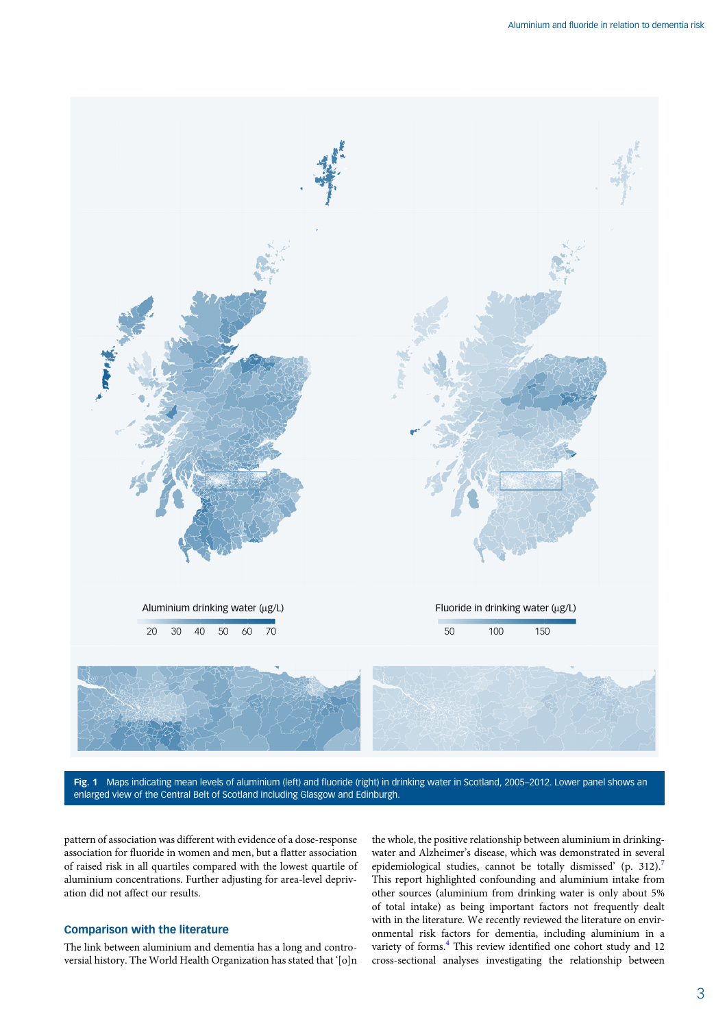Aluminium drinking water (µg/L)

20 30 40 50 60 70

Fluoride in drinking water (µg/L)

50 100 150

**Fig. 1** Maps indicating mean levels of aluminium (left) and fluoride (right) in drinking water in Scotland, 2005–2012. Lower panel shows an enlarged view of the Central Belt of Scotland including Glasgow and Edinburgh.

pattern of association was different with evidence of a dose-response association for fluoride in women and men, but a flatter association of raised risk in all quartiles compared with the lowest quartile of aluminium concentrations. Further adjusting for area-level deprivation did not affect our results.

## Comparison with the literature

The link between aluminium and dementia has a long and controversial history. The World Health Organization has stated that '[o]n the whole, the positive relationship between aluminium in drinking-water and Alzheimer's disease, which was demonstrated in several epidemiological studies, cannot be totally dismissed' (p. 312).[7] This report highlighted confounding and aluminium intake from other sources (aluminium from drinking water is only about 5% of total intake) as being important factors not frequently dealt with in the literature. We recently reviewed the literature on environmental risk factors for dementia, including aluminium in a variety of forms.[4] This review identified one cohort study and 12 cross-sectional analyses investigating the relationship between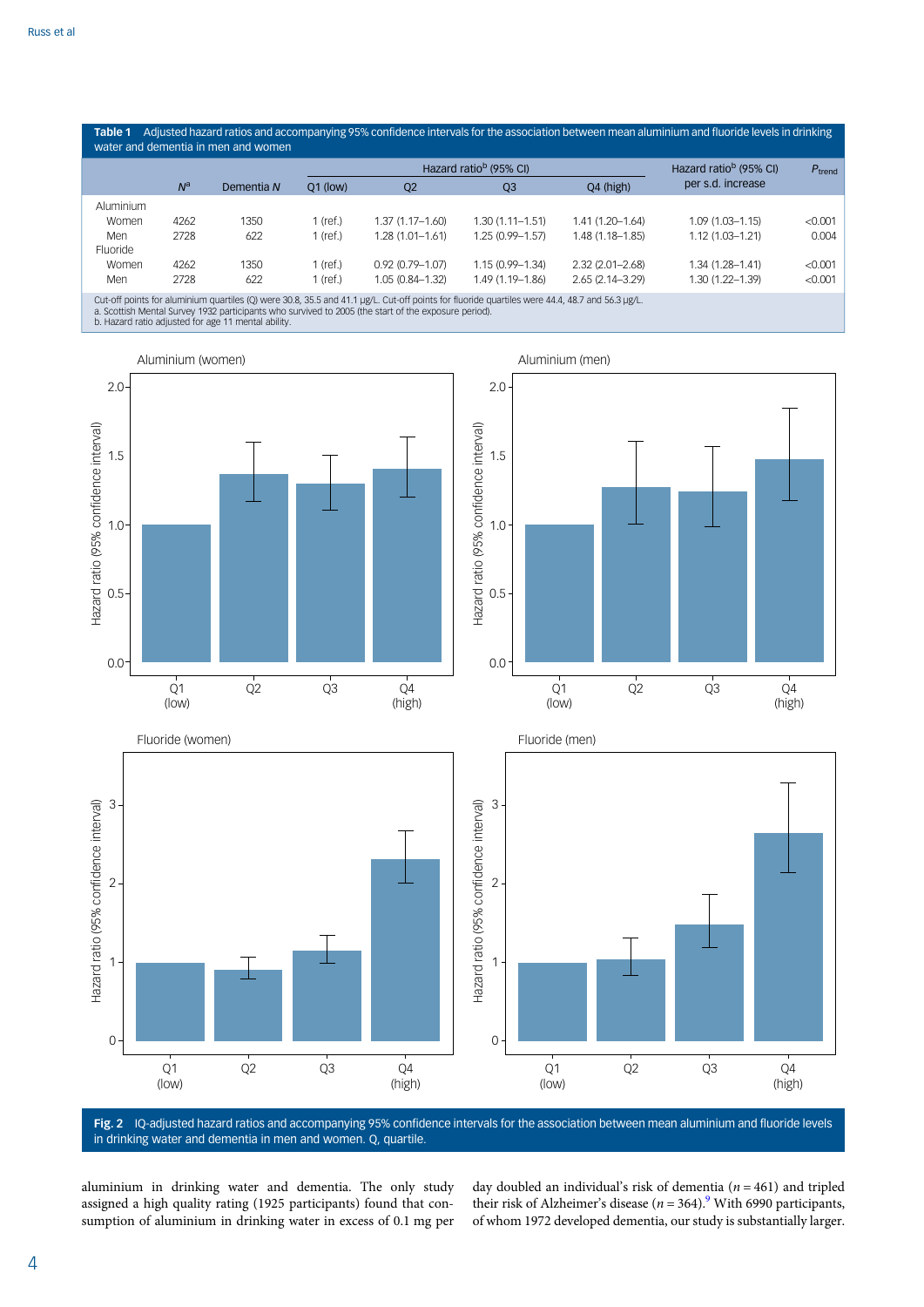**Table 1** Adjusted hazard ratios and accompanying 95% confidence intervals for the association between mean aluminium and fluoride levels in drinking water and dementia in men and women

| | $N$[a] | Dementia $N$ | Hazard ratio[b] (95% CI) Q1 (low) | Q2 | Q3 | Q4 (high) | Hazard ratio[b] (95% CI) per s.d. increase | $P_{trend}$ |
|---|---|---|---|---|---|---|---|---|
| Aluminium | | | | | | | | |
| Women | 4262 | 1350 | 1 (ref.) | 1.37 (1.17–1.60) | 1.30 (1.11–1.51) | 1.41 (1.20–1.64) | 1.09 (1.03–1.15) | <0.001 |
| Men | 2728 | 622 | 1 (ref.) | 1.28 (1.01–1.61) | 1.25 (0.99–1.57) | 1.48 (1.18–1.85) | 1.12 (1.03–1.21) | 0.004 |
| Fluoride | | | | | | | | |
| Women | 4262 | 1350 | 1 (ref.) | 0.92 (0.79–1.07) | 1.15 (0.99–1.34) | 2.32 (2.01–2.68) | 1.34 (1.28–1.41) | <0.001 |
| Men | 2728 | 622 | 1 (ref.) | 1.05 (0.84–1.32) | 1.49 (1.19–1.86) | 2.65 (2.14–3.29) | 1.30 (1.22–1.39) | <0.001 |

Cut-off points for aluminium quartiles (Q) were 30.8, 35.5 and 41.1 µg/L. Cut-off points for fluoride quartiles were 44.4, 48.7 and 56.3 µg/L.
a. Scottish Mental Survey 1932 participants who survived to 2005 (the start of the exposure period).
b. Hazard ratio adjusted for age 11 mental ability.

**Fig. 2** IQ-adjusted hazard ratios and accompanying 95% confidence intervals for the association between mean aluminium and fluoride levels in drinking water and dementia in men and women. Q, quartile.

aluminium in drinking water and dementia. The only study assigned a high quality rating (1925 participants) found that consumption of aluminium in drinking water in excess of 0.1 mg per day doubled an individual's risk of dementia ($n = 461$) and tripled their risk of Alzheimer's disease ($n = 364$).[9] With 6990 participants, of whom 1972 developed dementia, our study is substantially larger.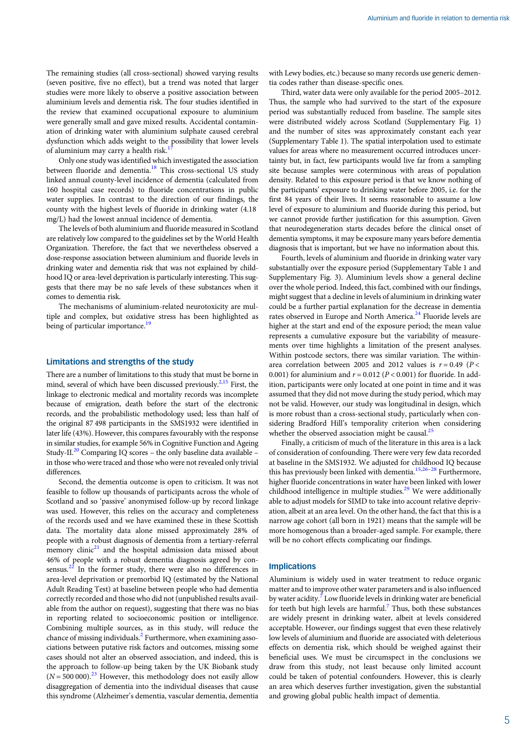The remaining studies (all cross-sectional) showed varying results (seven positive, five no effect), but a trend was noted that larger studies were more likely to observe a positive association between aluminium levels and dementia risk. The four studies identified in the review that examined occupational exposure to aluminium were generally small and gave mixed results. Accidental contamination of drinking water with aluminium sulphate caused cerebral dysfunction which adds weight to the possibility that lower levels of aluminium may carry a health risk.[17]

Only one study was identified which investigated the association between fluoride and dementia.[18] This cross-sectional US study linked annual county-level incidence of dementia (calculated from 160 hospital case records) to fluoride concentrations in public water supplies. In contrast to the direction of our findings, the county with the highest levels of fluoride in drinking water (4.18 mg/L) had the lowest annual incidence of dementia.

The levels of both aluminium and fluoride measured in Scotland are relatively low compared to the guidelines set by the World Health Organization. Therefore, the fact that we nevertheless observed a dose-response association between aluminium and fluoride levels in drinking water and dementia risk that was not explained by childhood IQ or area-level deprivation is particularly interesting. This suggests that there may be no safe levels of these substances when it comes to dementia risk.

The mechanisms of aluminium-related neurotoxicity are multiple and complex, but oxidative stress has been highlighted as being of particular importance.[19]

## Limitations and strengths of the study

There are a number of limitations to this study that must be borne in mind, several of which have been discussed previously.[2,15] First, the linkage to electronic medical and mortality records was incomplete because of emigration, death before the start of the electronic records, and the probabilistic methodology used; less than half of the original 87 498 participants in the SMS1932 were identified in later life (43%). However, this compares favourably with the response in similar studies, for example 56% in Cognitive Function and Ageing Study-II.[20] Comparing IQ scores – the only baseline data available – in those who were traced and those who were not revealed only trivial differences.

Second, the dementia outcome is open to criticism. It was not feasible to follow up thousands of participants across the whole of Scotland and so 'passive' anonymised follow-up by record linkage was used. However, this relies on the accuracy and completeness of the records used and we have examined these in these Scottish data. The mortality data alone missed approximately 28% of people with a robust diagnosis of dementia from a tertiary-referral memory clinic[21] and the hospital admission data missed about 46% of people with a robust dementia diagnosis agreed by consensus.[22] In the former study, there were also no differences in area-level deprivation or premorbid IQ (estimated by the National Adult Reading Test) at baseline between people who had dementia correctly recorded and those who did not (unpublished results available from the author on request), suggesting that there was no bias in reporting related to socioeconomic position or intelligence. Combining multiple sources, as in this study, will reduce the chance of missing individuals.[2] Furthermore, when examining associations between putative risk factors and outcomes, missing some cases should not alter an observed association, and indeed, this is the approach to follow-up being taken by the UK Biobank study ($N = 500\,000$).[23] However, this methodology does not easily allow disaggregation of dementia into the individual diseases that cause this syndrome (Alzheimer's dementia, vascular dementia, dementia with Lewy bodies, etc.) because so many records use generic dementia codes rather than disease-specific ones.

Third, water data were only available for the period 2005–2012. Thus, the sample who had survived to the start of the exposure period was substantially reduced from baseline. The sample sites were distributed widely across Scotland (Supplementary Fig. 1) and the number of sites was approximately constant each year (Supplementary Table 1). The spatial interpolation used to estimate values for areas where no measurement occurred introduces uncertainty but, in fact, few participants would live far from a sampling site because samples were coterminous with areas of population density. Related to this exposure period is that we know nothing of the participants' exposure to drinking water before 2005, i.e. for the first 84 years of their lives. It seems reasonable to assume a low level of exposure to aluminium and fluoride during this period, but we cannot provide further justification for this assumption. Given that neurodegeneration starts decades before the clinical onset of dementia symptoms, it may be exposure many years before dementia diagnosis that is important, but we have no information about this.

Fourth, levels of aluminium and fluoride in drinking water vary substantially over the exposure period (Supplementary Table 1 and Supplementary Fig. 3). Aluminium levels show a general decline over the whole period. Indeed, this fact, combined with our findings, might suggest that a decline in levels of aluminium in drinking water could be a further partial explanation for the decrease in dementia rates observed in Europe and North America.[24] Fluoride levels are higher at the start and end of the exposure period; the mean value represents a cumulative exposure but the variability of measurements over time highlights a limitation of the present analyses. Within postcode sectors, there was similar variation. The within-area correlation between 2005 and 2012 values is $r = 0.49$ ($P < 0.001$) for aluminium and $r = 0.012$ ($P < 0.001$) for fluoride. In addition, participants were only located at one point in time and it was assumed that they did not move during the study period, which may not be valid. However, our study was longitudinal in design, which is more robust than a cross-sectional study, particularly when considering Bradford Hill's temporality criterion when considering whether the observed association might be causal.[25]

Finally, a criticism of much of the literature in this area is a lack of consideration of confounding. There were very few data recorded at baseline in the SMS1932. We adjusted for childhood IQ because this has previously been linked with dementia.[15,26–28] Furthermore, higher fluoride concentrations in water have been linked with lower childhood intelligence in multiple studies.[29] We were additionally able to adjust models for SIMD to take into account relative deprivation, albeit at an area level. On the other hand, the fact that this is a narrow age cohort (all born in 1921) means that the sample will be more homogenous than a broader-aged sample. For example, there will be no cohort effects complicating our findings.

## Implications

Aluminium is widely used in water treatment to reduce organic matter and to improve other water parameters and is also influenced by water acidity.[7] Low fluoride levels in drinking water are beneficial for teeth but high levels are harmful.[7] Thus, both these substances are widely present in drinking water, albeit at levels considered acceptable. However, our findings suggest that even these relatively low levels of aluminium and fluoride are associated with deleterious effects on dementia risk, which should be weighed against their beneficial uses. We must be circumspect in the conclusions we draw from this study, not least because only limited account could be taken of potential confounders. However, this is clearly an area which deserves further investigation, given the substantial and growing global public health impact of dementia.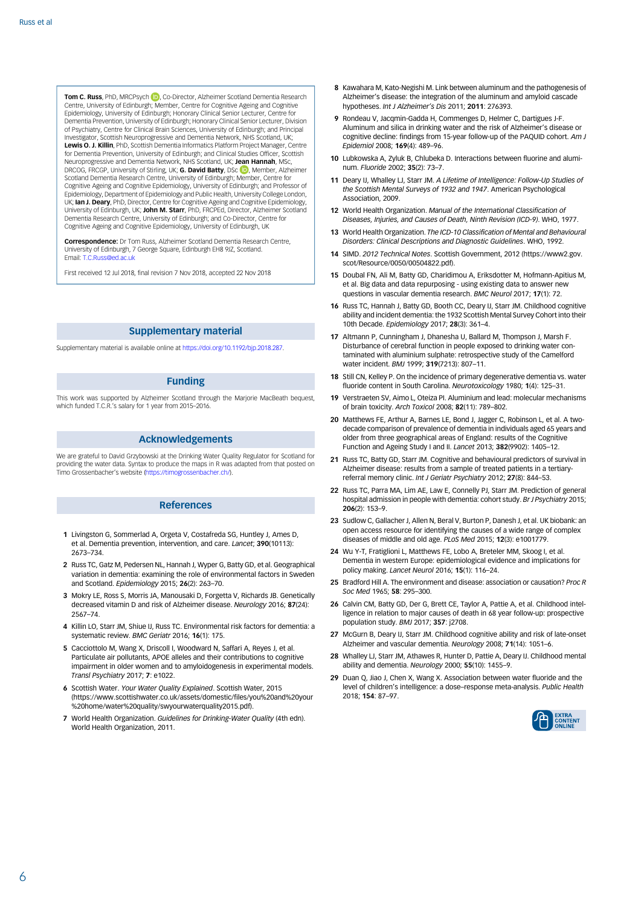**Tom C. Russ**, PhD, MRCPsych, Co-Director, Alzheimer Scotland Dementia Research Centre, University of Edinburgh; Member, Centre for Cognitive Ageing and Cognitive Epidemiology, University of Edinburgh; Honorary Clinical Senior Lecturer, Centre for Dementia Prevention, University of Edinburgh; Honorary Clinical Senior Lecturer, Division of Psychiatry, Centre for Clinical Brain Sciences, University of Edinburgh; and Principal Investigator, Scottish Neuroprogressive and Dementia Network, NHS Scotland, UK; **Lewis O. J. Killin**, PhD, Scottish Dementia Informatics Platform Project Manager, Centre for Dementia Prevention, University of Edinburgh; and Clinical Studies Officer, Scottish Neuroprogressive and Dementia Network, NHS Scotland, UK; **Jean Hannah**, MSc, DRCOG, FRCGP, University of Stirling, UK; **G. David Batty**, DSc, Member, Alzheimer Scotland Dementia Research Centre, University of Edinburgh; Member, Centre for Cognitive Ageing and Cognitive Epidemiology, University of Edinburgh; and Professor of Epidemiology, Department of Epidemiology and Public Health, University College London, UK; **Ian J. Deary**, PhD, Director, Centre for Cognitive Ageing and Cognitive Epidemiology, University of Edinburgh, UK; **John M. Starr**, PhD, FRCPEd, Director, Alzheimer Scotland Dementia Research Centre, University of Edinburgh; and Co-Director, Centre for Cognitive Ageing and Cognitive Epidemiology, University of Edinburgh, UK

**Correspondence:** Dr Tom Russ, Alzheimer Scotland Dementia Research Centre, University of Edinburgh, 7 George Square, Edinburgh EH8 9JZ, Scotland. Email: T.C.Russ@ed.ac.uk

First received 12 Jul 2018, final revision 7 Nov 2018, accepted 22 Nov 2018

## Supplementary material

Supplementary material is available online at https://doi.org/10.1192/bjp.2018.287.

## Funding

This work was supported by Alzheimer Scotland through the Marjorie MacBeath bequest, which funded T.C.R.'s salary for 1 year from 2015–2016.

## Acknowledgements

We are grateful to David Grzybowski at the Drinking Water Quality Regulator for Scotland for providing the water data. Syntax to produce the maps in R was adapted from that posted on Timo Grossenbacher's website (https://timogrossenbacher.ch/).

## References

1. Livingston G, Sommerlad A, Orgeta V, Costafreda SG, Huntley J, Ames D, et al. Dementia prevention, intervention, and care. *Lancet*; **390**(10113): 2673–734.
2. Russ TC, Gatz M, Pedersen NL, Hannah J, Wyper G, Batty GD, et al. Geographical variation in dementia: examining the role of environmental factors in Sweden and Scotland. *Epidemiology* 2015; **26**(2): 263–70.
3. Mokry LE, Ross S, Morris JA, Manousaki D, Forgetta V, Richards JB. Genetically decreased vitamin D and risk of Alzheimer disease. *Neurology* 2016; **87**(24): 2567–74.
4. Killin LO, Starr JM, Shiue IJ, Russ TC. Environmental risk factors for dementia: a systematic review. *BMC Geriatr* 2016; **16**(1): 175.
5. Cacciottolo M, Wang X, Driscoll I, Woodward N, Saffari A, Reyes J, et al. Particulate air pollutants, APOE alleles and their contributions to cognitive impairment in older women and to amyloidogenesis in experimental models. *Transl Psychiatry* 2017; **7**: e1022.
6. Scottish Water. *Your Water Quality Explained*. Scottish Water, 2015 (https://www.scottishwater.co.uk/assets/domestic/files/you%20and%20your%20home/water%20quality/swyourwaterquality2015.pdf).
7. World Health Organization. *Guidelines for Drinking-Water Quality* (4th edn). World Health Organization, 2011.
8. Kawahara M, Kato-Negishi M. Link between aluminum and the pathogenesis of Alzheimer's disease: the integration of the aluminum and amyloid cascade hypotheses. *Int J Alzheimer's Dis* 2011; **2011**: 276393.
9. Rondeau V, Jacqmin-Gadda H, Commenges D, Helmer C, Dartigues J-F. Aluminum and silica in drinking water and the risk of Alzheimer's disease or cognitive decline: findings from 15-year follow-up of the PAQUID cohort. *Am J Epidemiol* 2008; **169**(4): 489–96.
10. Lubkowska A, Zyluk B, Chlubeka D. Interactions between fluorine and aluminum. *Fluoride* 2002; **35**(2): 73–7.
11. Deary IJ, Whalley LJ, Starr JM. *A Lifetime of Intelligence: Follow-Up Studies of the Scottish Mental Surveys of 1932 and 1947*. American Psychological Association, 2009.
12. World Health Organization. *Manual of the International Classification of Diseases, Injuries, and Causes of Death, Ninth Revision (ICD-9)*. WHO, 1977.
13. World Health Organization. *The ICD-10 Classification of Mental and Behavioural Disorders: Clinical Descriptions and Diagnostic Guidelines*. WHO, 1992.
14. SIMD. *2012 Technical Notes*. Scottish Government, 2012 (https://www2.gov.scot/Resource/0050/00504822.pdf).
15. Doubal FN, Ali M, Batty GD, Charidimou A, Eriksdotter M, Hofmann-Apitius M, et al. Big data and data repurposing - using existing data to answer new questions in vascular dementia research. *BMC Neurol* 2017; **17**(1): 72.
16. Russ TC, Hannah J, Batty GD, Booth CC, Deary IJ, Starr JM. Childhood cognitive ability and incident dementia: the 1932 Scottish Mental Survey Cohort into their 10th Decade. *Epidemiology* 2017; **28**(3): 361–4.
17. Altmann P, Cunningham J, Dhanesha U, Ballard M, Thompson J, Marsh F. Disturbance of cerebral function in people exposed to drinking water contaminated with aluminium sulphate: retrospective study of the Camelford water incident. *BMJ* 1999; **319**(7213): 807–11.
18. Still CN, Kelley P. On the incidence of primary degenerative dementia vs. water fluoride content in South Carolina. *Neurotoxicology* 1980; **1**(4): 125–31.
19. Verstraeten SV, Aimo L, Oteiza PI. Aluminium and lead: molecular mechanisms of brain toxicity. *Arch Toxicol* 2008; **82**(11): 789–802.
20. Matthews FE, Arthur A, Barnes LE, Bond J, Jagger C, Robinson L, et al. A two-decade comparison of prevalence of dementia in individuals aged 65 years and older from three geographical areas of England: results of the Cognitive Function and Ageing Study I and II. *Lancet* 2013; **382**(9902): 1405–12.
21. Russ TC, Batty GD, Starr JM. Cognitive and behavioural predictors of survival in Alzheimer disease: results from a sample of treated patients in a tertiary-referral memory clinic. *Int J Geriatr Psychiatry* 2012; **27**(8): 844–53.
22. Russ TC, Parra MA, Lim AE, Law E, Connelly PJ, Starr JM. Prediction of general hospital admission in people with dementia: cohort study. *Br J Psychiatry* 2015; **206**(2): 153–9.
23. Sudlow C, Gallacher J, Allen N, Beral V, Burton P, Danesh J, et al. UK biobank: an open access resource for identifying the causes of a wide range of complex diseases of middle and old age. *PLoS Med* 2015; **12**(3): e1001779.
24. Wu Y-T, Fratiglioni L, Matthews FE, Lobo A, Breteler MM, Skoog I, et al. Dementia in western Europe: epidemiological evidence and implications for policy making. *Lancet Neurol* 2016; **15**(1): 116–24.
25. Bradford Hill A. The environment and disease: association or causation? *Proc R Soc Med* 1965; **58**: 295–300.
26. Calvin CM, Batty GD, Der G, Brett CE, Taylor A, Pattie A, et al. Childhood intelligence in relation to major causes of death in 68 year follow-up: prospective population study. *BMJ* 2017; **357**: j2708.
27. McGurn B, Deary IJ, Starr JM. Childhood cognitive ability and risk of late-onset Alzheimer and vascular dementia. *Neurology* 2008; **71**(14): 1051–6.
28. Whalley LJ, Starr JM, Athawes R, Hunter D, Pattie A, Deary IJ. Childhood mental ability and dementia. *Neurology* 2000; **55**(10): 1455–9.
29. Duan Q, Jiao J, Chen X, Wang X. Association between water fluoride and the level of children's intelligence: a dose–response meta-analysis. *Public Health* 2018; **154**: 87–97.

EXTRA CONTENT ONLINE